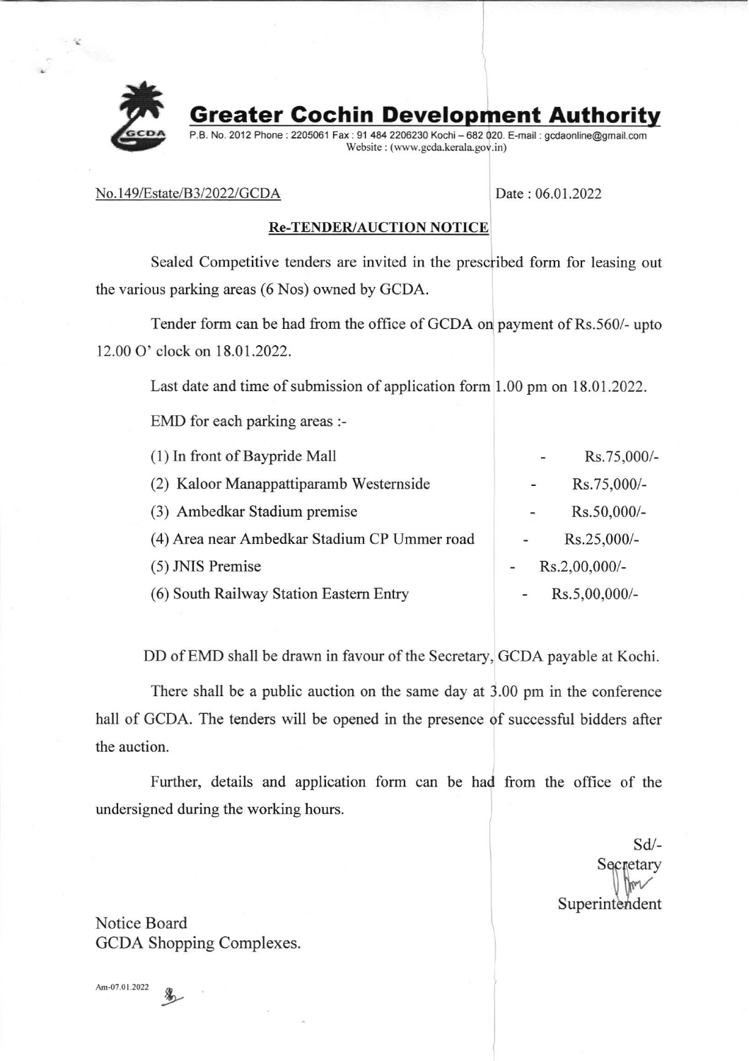# Greater Cochin Development Authority

P.B. No. 2012 Phone : 2205061 Fax : 91 484 2206230 Kochi – 682 020. E-mail : gcdaonline@gmail.com
Website : (www.gcda.kerala.gov.in)

No.149/Estate/B3/2022/GCDA Date : 06.01.2022

**Re-TENDER/AUCTION NOTICE**

Sealed Competitive tenders are invited in the prescribed form for leasing out the various parking areas (6 Nos) owned by GCDA.

Tender form can be had from the office of GCDA on payment of Rs.560/- upto 12.00 O' clock on 18.01.2022.

Last date and time of submission of application form 1.00 pm on 18.01.2022.

EMD for each parking areas :-

| | | |
|---|---|---|
| (1) In front of Baypride Mall | - | Rs.75,000/- |
| (2) Kaloor Manappattiparamb Westernside | - | Rs.75,000/- |
| (3) Ambedkar Stadium premise | - | Rs.50,000/- |
| (4) Area near Ambedkar Stadium CP Ummer road | - | Rs.25,000/- |
| (5) JNIS Premise | - | Rs.2,00,000/- |
| (6) South Railway Station Eastern Entry | - | Rs.5,00,000/- |

DD of EMD shall be drawn in favour of the Secretary, GCDA payable at Kochi.

There shall be a public auction on the same day at 3.00 pm in the conference hall of GCDA. The tenders will be opened in the presence of successful bidders after the auction.

Further, details and application form can be had from the office of the undersigned during the working hours.

Sd/-
Secretary
Superintendent

Notice Board
GCDA Shopping Complexes.

Am-07.01.2022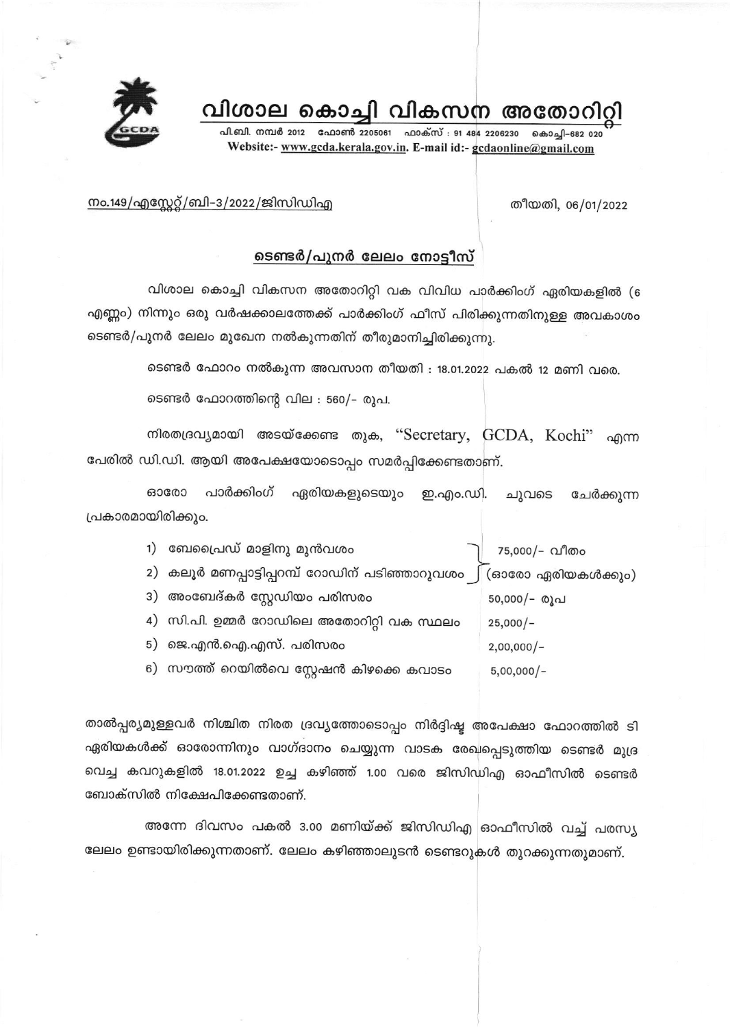# വിശാല കൊച്ചി വികസന അതോറിറ്റി

പി.ബി. നമ്പർ 2012 ഫോൺ 2205061 ഫാക്സ് : 91 484 2206230 കൊച്ചി–682 020
Website:- www.gcda.kerala.gov.in. E-mail id:- gcdaonline@gmail.com

നം.149/എസ്റ്റേറ്റ്/ബി-3/2022/ജിസിഡിഎ

തീയതി, 06/01/2022

## ടെണ്ടർ/പുനർ ലേലം നോട്ടീസ്

വിശാല കൊച്ചി വികസന അതോറിറ്റി വക വിവിധ പാർക്കിംഗ് ഏരിയകളിൽ (6 എണ്ണം) നിന്നും ഒരു വർഷക്കാലത്തേക്ക് പാർക്കിംഗ് ഫീസ് പിരിക്കുന്നതിനുള്ള അവകാശം ടെണ്ടർ/പുനർ ലേലം മുഖേന നൽകുന്നതിന് തീരുമാനിച്ചിരിക്കുന്നു.

ടെണ്ടർ ഫോറം നൽകുന്ന അവസാന തീയതി : 18.01.2022 പകൽ 12 മണി വരെ.

ടെണ്ടർ ഫോറത്തിന്റെ വില : 560/- രൂപ.

നിരതദ്രവ്യമായി അടയ്ക്കേണ്ട തുക, "Secretary, GCDA, Kochi" എന്ന പേരിൽ ഡി.ഡി. ആയി അപേക്ഷയോടൊപ്പം സമർപ്പിക്കേണ്ടതാണ്.

ഓരോ പാർക്കിംഗ് ഏരിയകളുടെയും ഇ.എം.ഡി. ചുവടെ ചേർക്കുന്ന പ്രകാരമായിരിക്കും.

1) ബേപ്രൈഡ് മാളിനു മുൻവശം
2) കലൂർ മണപ്പാട്ടിപ്പറമ്പ് റോഡിന് പടിഞ്ഞാറുവശം — 75,000/- വീതം (ഓരോ ഏരിയകൾക്കും)
3) അംബേദ്കർ സ്റ്റേഡിയം പരിസരം — 50,000/- രൂപ
4) സി.പി. ഉമ്മർ റോഡിലെ അതോറിറ്റി വക സ്ഥലം — 25,000/-
5) ജെ.എൻ.ഐ.എസ്. പരിസരം — 2,00,000/-
6) സൗത്ത് റെയിൽവെ സ്റ്റേഷൻ കിഴക്കെ കവാടം — 5,00,000/-

താൽപ്പര്യമുള്ളവർ നിശ്ചിത നിരത ദ്രവ്യത്തോടൊപ്പം നിർദ്ദിഷ്ട അപേക്ഷാ ഫോറത്തിൽ ടി ഏരിയകൾക്ക് ഓരോന്നിനും വാഗ്ദാനം ചെയ്യുന്ന വാടക രേഖപ്പെടുത്തിയ ടെണ്ടർ മുദ്ര വെച്ച കവറുകളിൽ 18.01.2022 ഉച്ച കഴിഞ്ഞ് 1.00 വരെ ജിസിഡിഎ ഓഫീസിൽ ടെണ്ടർ ബോക്സിൽ നിക്ഷേപിക്കേണ്ടതാണ്.

അന്നേ ദിവസം പകൽ 3.00 മണിയ്ക്ക് ജിസിഡിഎ ഓഫീസിൽ വച്ച് പരസ്യ ലേലം ഉണ്ടായിരിക്കുന്നതാണ്. ലേലം കഴിഞ്ഞാലുടൻ ടെണ്ടറുകൾ തുറക്കുന്നതുമാണ്.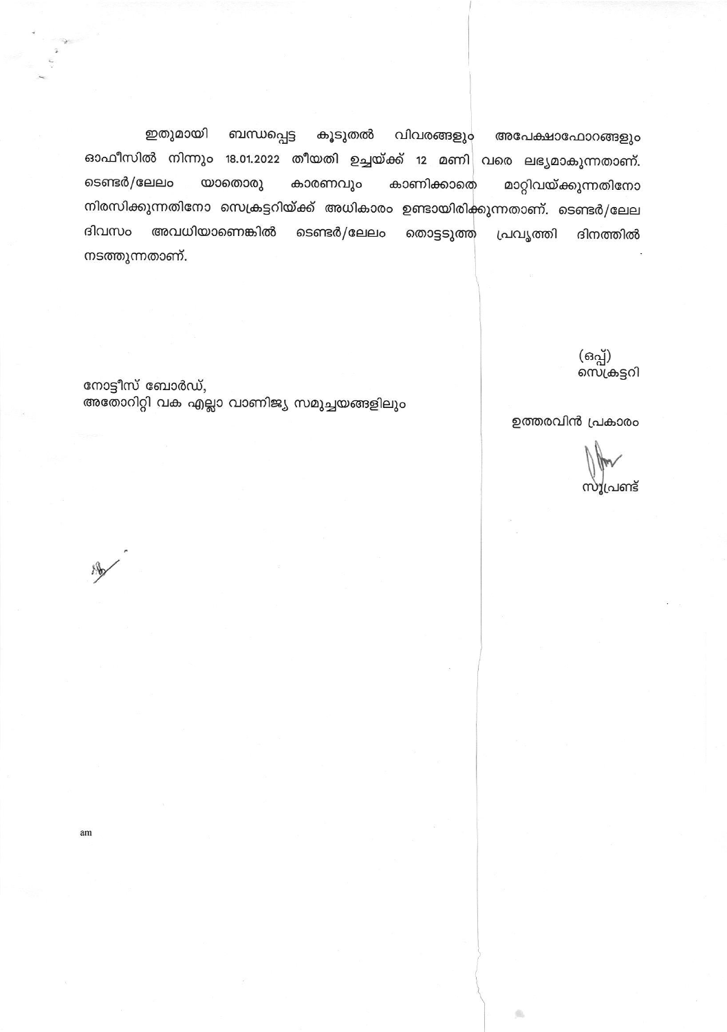ഇതുമായി ബന്ധപ്പെട്ട കൂടുതൽ വിവരങ്ങളും അപേക്ഷാഫോറങ്ങളും ഓഫീസിൽ നിന്നും 18.01.2022 തീയതി ഉച്ചയ്ക്ക് 12 മണി വരെ ലഭ്യമാകുന്നതാണ്. ടെണ്ടർ/ലേലം യാതൊരു കാരണവും കാണിക്കാതെ മാറ്റിവയ്ക്കുന്നതിനോ നിരസിക്കുന്നതിനോ സെക്രട്ടറിയ്ക്ക് അധികാരം ഉണ്ടായിരിക്കുന്നതാണ്. ടെണ്ടർ/ലേല ദിവസം അവധിയാണെങ്കിൽ ടെണ്ടർ/ലേലം തൊട്ടടുത്ത പ്രവൃത്തി ദിനത്തിൽ നടത്തുന്നതാണ്.

(ഒപ്പ്)
സെക്രട്ടറി

നോട്ടീസ് ബോർഡ്,
അതോറിറ്റി വക എല്ലാ വാണിജ്യ സമുച്ചയങ്ങളിലും

ഉത്തരവിൻ പ്രകാരം

സൂപ്രണ്ട്

am